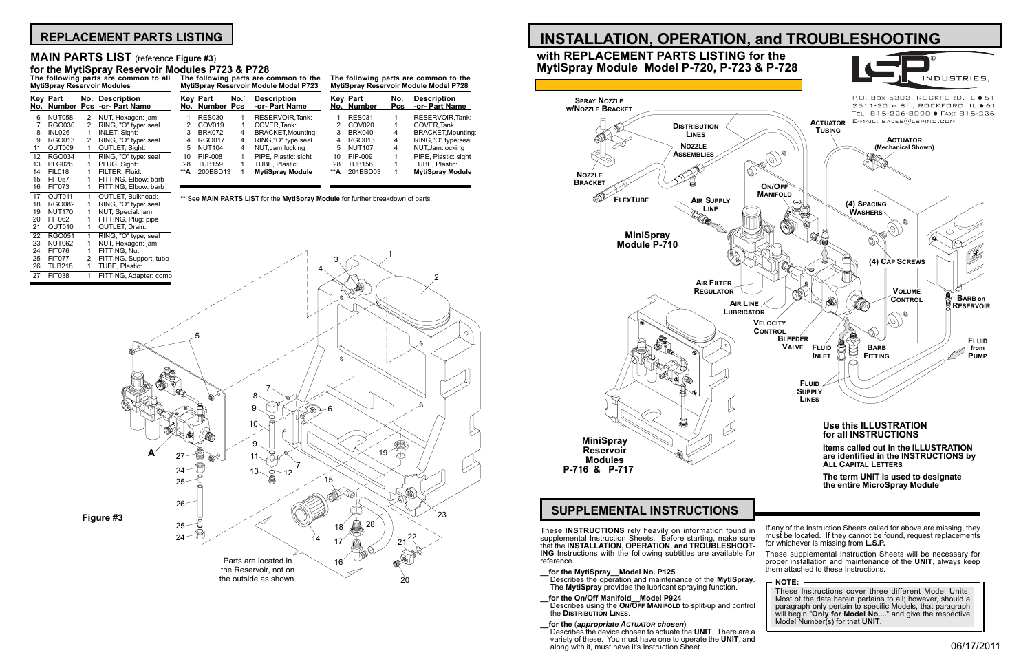## REPLACEMENT PARTS LISTING

### MAIN PARTS LIST (reference **Figure #3**)

### for the MytiSpray Reservoir Modules P723 & P728

**The following parts are common to all MytiSpray Reservoir Modules**

| Key No. | Part Number | No. Pcs | Description -or- Part Name |
|---|---|---|---|
| 6 | NUT058 | 2 | NUT, Hexagon: jam |
| 7 | RGO030 | 2 | RING, "O" type: seal |
| 8 | INL026 | 1 | INLET, Sight: |
| 9 | RGO013 | 2 | RING, "O" type: seal |
| 11 | OUT009 | 1 | OUTLET, Sight: |
| 12 | RGO034 | 1 | RING, "O" type: seal |
| 13 | PLG026 | 1 | PLUG, Sight: |
| 14 | FIL018 | 1 | FILTER, Fluid: |
| 15 | FIT057 | 1 | FITTING, Elbow: barb |
| 16 | FIT073 | 1 | FITTING, Elbow: barb |
| 17 | OUT011 | 1 | OUTLET, Bulkhead: |
| 18 | RGO082 | 1 | RING, "O" type: seal |
| 19 | NUT170 | 1 | NUT, Special: jam |
| 20 | FIT062 | 1 | FITTING, Plug: pipe |
| 21 | OUT010 | 1 | OUTLET, Drain: |
| 22 | RGO051 | 1 | RING, "O" type: seal |
| 23 | NUT062 | 1 | NUT, Hexagon: jam |
| 24 | FIT076 | 1 | FITTING, Nut: |
| 25 | FIT077 | 2 | FITTING, Support: tube |
| 26 | TUB218 | 1 | TUBE, Plastic: |
| 27 | FIT038 | 1 | FITTING, Adapter: comp |

**The following parts are common to the MytiSpray Reservoir Module Model P723**

| Key No. | Part Number | No. Pcs | Description -or- Part Name |
|---|---|---|---|
| 1 | RES030 | 1 | RESERVOIR,Tank: |
| 2 | COV019 | 1 | COVER,Tank: |
| 3 | BRK072 | 4 | BRACKET,Mounting: |
| 4 | RGO017 | 4 | RING,"O" type:seal |
| 5 | NUT104 | 4 | NUT,Jam:locking |
| 10 | PIP-008 | 1 | PIPE, Plastic: sight |
| 28 | TUB159 | 1 | TUBE, Plastic: |
| **A | 200BBD13 | 1 | **MytiSpray Module** |

**The following parts are common to the MytiSpray Reservoir Module Model P728**

| Key No. | Part Number | No. Pcs | Description -or- Part Name |
|---|---|---|---|
| 1 | RES031 | 1 | RESERVOIR,Tank: |
| 2 | COV020 | 1 | COVER,Tank: |
| 3 | BRK040 | 4 | BRACKET,Mounting: |
| 4 | RGO013 | 4 | RING,"O" type:seal |
| 5 | NUT107 | 4 | NUT,Jam:locking |
| 10 | PIP-009 | 1 | PIPE, Plastic: sight |
| 28 | TUB156 | 1 | TUBE, Plastic: |
| **A | 201BBD03 | 1 | **MytiSpray Module** |

** See **MAIN PARTS LIST** for the **MytiSpray Module** for further breakdown of parts.

Parts are located in the Reservoir, not on the outside as shown.

Figure #3

# INSTALLATION, OPERATION, and TROUBLESHOOTING

## with REPLACEMENT PARTS LISTING for the MytiSpray Module Model P-720, P-723 & P-728

LSP INDUSTRIES,
P.O. Box 5303, Rockford, IL • 61
2511-20th St., Rockford, IL • 61
Tel: 815-226-8090 • Fax: 815-226
E-mail: sales@lspind.com

SPRAY NOZZLE w/NOZZLE BRACKET; DISTRIBUTION LINES; NOZZLE ASSEMBLIES; NOZZLE BRACKET; FLEXTUBE; AIR SUPPLY LINE; ON/OFF MANIFOLD; ACTUATOR TUBING; ACTUATOR (Mechanical Shown); (4) SPACING WASHERS; (4) CAP SCREWS; MiniSpray Module P-710; AIR FILTER REGULATOR; AIR LINE LUBRICATOR; VELOCITY CONTROL; BLEEDER VALVE; FLUID INLET; BARB FITTING; VOLUME CONTROL; BARB on RESERVOIR; FLUID from PUMP; FLUID SUPPLY LINES; MiniSpray Reservoir Modules P-716 & P-717

**Use this ILLUSTRATION for all INSTRUCTIONS**

**Items called out in the ILLUSTRATION are identified in the INSTRUCTIONS by ALL CAPITAL LETTERS**

**The term UNIT is used to designate the entire MicroSpray Module**

## SUPPLEMENTAL INSTRUCTIONS

These **INSTRUCTIONS** rely heavily on information found in supplemental Instruction Sheets. Before starting, make sure that the **INSTALLATION, OPERATION, and TROUBLESHOOTING** Instructions with the following subtitles are available for reference.

__**for the MytiSpray__Model No. P125**
Describes the operation and maintenance of the **MytiSpray**. The **MytiSpray** provides the lubricant spraying function.

__**for the On/Off Manifold__Model P924**
Describes using the **ON/OFF MANIFOLD** to split-up and control the **DISTRIBUTION LINES**.

__**for the** (*appropriate ACTUATOR chosen*)
Describes the device chosen to actuate the **UNIT**. There are a variety of these. You must have one to operate the **UNIT**, and along with it, must have it's Instruction Sheet.

If any of the Instruction Sheets called for above are missing, they must be located. If they cannot be found, request replacements for whichever is missing from **L.S.P.**

These supplemental Instruction Sheets will be necessary for proper installation and maintenance of the **UNIT**, always keep them attached to these Instructions.

**NOTE:**
These Instructions cover three different Model Units. Most of the data herein pertains to all; however, should a paragraph only pertain to specific Models, that paragraph will begin "**Only for Model No....**" and give the respective Model Number(s) for that **UNIT**.

06/17/2011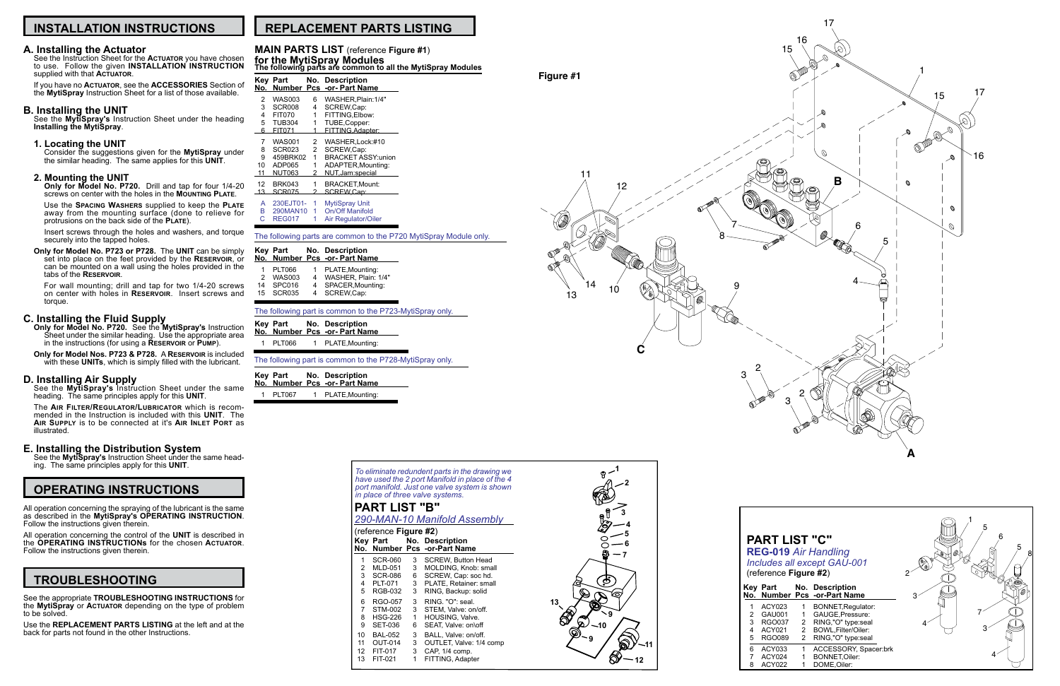# INSTALLATION INSTRUCTIONS

## A. Installing the Actuator

See the Instruction Sheet for the **ACTUATOR** you have chosen to use. Follow the given **INSTALLATION INSTRUCTION** supplied with that **ACTUATOR**.

If you have no **ACTUATOR**, see the **ACCESSORIES** Section of the **MytiSpray** Instruction Sheet for a list of those available.

## B. Installing the UNIT

See the **MytiSpray's** Instruction Sheet under the heading **Installing the MytiSpray**.

### 1. Locating the UNIT

Consider the suggestions given for the **MytiSpray** under the similar heading. The same applies for this **UNIT**.

### 2. Mounting the UNIT

**Only for Model No. P720.** Drill and tap for four 1/4-20 screws on center with the holes in the **MOUNTING PLATE**.

Use the **SPACING WASHERS** supplied to keep the **PLATE** away from the mounting surface (done to relieve for protrusions on the back side of the **PLATE**).

Insert screws through the holes and washers, and torque securely into the tapped holes.

**Only for Model No. P723 or P728.** The **UNIT** can be simply set into place on the feet provided by the **RESERVOIR**, or can be mounted on a wall using the holes provided in the tabs of the **RESERVOIR**.

For wall mounting; drill and tap for two 1/4-20 screws on center with holes in **RESERVOIR**. Insert screws and torque.

## C. Installing the Fluid Supply

**Only for Model No. P720.** See the **MytiSpray's** Instruction Sheet under the similar heading. Use the appropriate area in the instructions (for using a **RESERVOIR** or **PUMP**).

**Only for Model Nos. P723 & P728.** A **RESERVOIR** is included with these **UNITs**, which is simply filled with the lubricant.

## D. Installing Air Supply

See the **MytiSpray's** Instruction Sheet under the same heading. The same principles apply for this **UNIT**.

The **AIR FILTER/REGULATOR/LUBRICATOR** which is recommended in the Instruction is included with this **UNIT**. The **AIR SUPPLY** is to be connected at it's **AIR INLET PORT** as illustrated.

## E. Installing the Distribution System

See the **MytiSpray's** Instruction Sheet under the same heading. The same principles apply for this **UNIT**.

# OPERATING INSTRUCTIONS

All operation concerning the spraying of the lubricant is the same as described in the **MytiSpray's OPERATING INSTRUCTION**. Follow the instructions given therein.

All operation concerning the control of the **UNIT** is described in the **OPERATING INSTRUCTIONs** for the chosen **ACTUATOR**. Follow the instructions given therein.

# TROUBLESHOOTING

See the appropriate **TROUBLESHOOTING INSTRUCTIONS** for the **MytiSpray** or **ACTUATOR** depending on the type of problem to be solved.

Use the **REPLACEMENT PARTS LISTING** at the left and at the back for parts not found in the other Instructions.

# REPLACEMENT PARTS LISTING

## MAIN PARTS LIST (reference Figure #1) for the MytiSpray Modules

**The following parts are common to all the MytiSpray Modules**

| Key No. | Part Number | No. Pcs | Description -or- Part Name |
|---|---|---|---|
| 2 | WAS003 | 6 | WASHER,Plain:1/4" |
| 3 | SCR008 | 4 | SCREW,Cap: |
| 4 | FIT070 | 1 | FITTING,Elbow: |
| 5 | TUB304 | 1 | TUBE,Copper: |
| 6 | FIT071 | 1 | FITTING,Adapter: |
| 7 | WAS001 | 2 | WASHER,Lock:#10 |
| 8 | SCR023 | 2 | SCREW,Cap: |
| 9 | 459BRK02 | 1 | BRACKET ASSY:union |
| 10 | ADP065 | 1 | ADAPTER,Mounting: |
| 11 | NUT063 | 2 | NUT,Jam:special |
| 12 | BRK043 | 1 | BRACKET,Mount: |
| 13 | SCR075 | 2 | SCREW,Cap: |
| A | 230EJT01- | 1 | MytiSpray Unit |
| B | 290MAN10 | 1 | On/Off Manifold |
| C | REG017 | 1 | Air Regulator/Oiler |

The following parts are common to the P720 MytiSpray Module only.

| Key No. | Part Number | No. Pcs | Description -or- Part Name |
|---|---|---|---|
| 1 | PLT066 | 1 | PLATE,Mounting: |
| 2 | WAS003 | 4 | WASHER, Plain: 1/4" |
| 14 | SPC016 | 4 | SPACER,Mounting: |
| 15 | SCR035 | 4 | SCREW,Cap: |

The following part is common to the P723-MytiSpray only.

| Key No. | Part Number | No. Pcs | Description -or- Part Name |
|---|---|---|---|
| 1 | PLT066 | 1 | PLATE,Mounting: |

The following part is common to the P728-MytiSpray only.

| Key No. | Part Number | No. Pcs | Description -or- Part Name |
|---|---|---|---|
| 1 | PLT067 | 1 | PLATE,Mounting: |

Figure #1

17 16 15 1 15 17 16 11 12 B 7 8 6 5 4 9 14 10 13 C 3 2 3 2 A

*To eliminate redundent parts in the drawing we have used the 2 port Manifold in place of the 4 port manifold. Just one valve system is shown in place of three valve systems.*

## PART LIST "B"

*290-MAN-10 Manifold Assembly*

(reference **Figure #2**)

| Key No. | Part Number | No. Pcs | Description -or-Part Name |
|---|---|---|---|
| 1 | SCR-060 | 3 | SCREW, Button Head |
| 2 | MLD-051 | 3 | MOLDING, Knob: small |
| 3 | SCR-086 | 6 | SCREW, Cap: soc hd. |
| 4 | PLT-071 | 3 | PLATE, Retainer: small |
| 5 | RGB-032 | 3 | RING, Backup: solid |
| 6 | RGO-057 | 3 | RING. "O": seal. |
| 7 | STM-002 | 3 | STEM, Valve: on/off. |
| 8 | HSG-226 | 1 | HOUSING, Valve. |
| 9 | SET-036 | 6 | SEAT, Valve: on\off |
| 10 | BAL-052 | 3 | BALL, Valve: on/off. |
| 11 | OUT-014 | 3 | OUTLET, Valve: 1/4 comp |
| 12 | FIT-017 | 3 | CAP, 1/4 comp. |
| 13 | FIT-021 | 1 | FITTING, Adapter |

1 2 3 4 5 6 7 13 9 10 9 11 12

## PART LIST "C"

**REG-019** *Air Handling*

*Includes all except GAU-001*

(reference **Figure #2**)

| Key No. | Part Number | No. Pcs | Description -or-Part Name |
|---|---|---|---|
| 1 | ACY023 | 1 | BONNET,Regulator: |
| 2 | GAU001 | 1 | GAUGE,Pressure: |
| 3 | RGO037 | 2 | RING,"O" type:seal |
| 4 | ACY021 | 2 | BOWL,Filter/Oiler: |
| 5 | RGO089 | 2 | RING,"O" type:seal |
| 6 | ACY033 | 1 | ACCESSORY, Spacer:brk |
| 7 | ACY024 | 1 | BONNET,Oiler: |
| 8 | ACY022 | 1 | DOME,Oiler: |

1 5 6 5 8 2 3 7 4 3 4